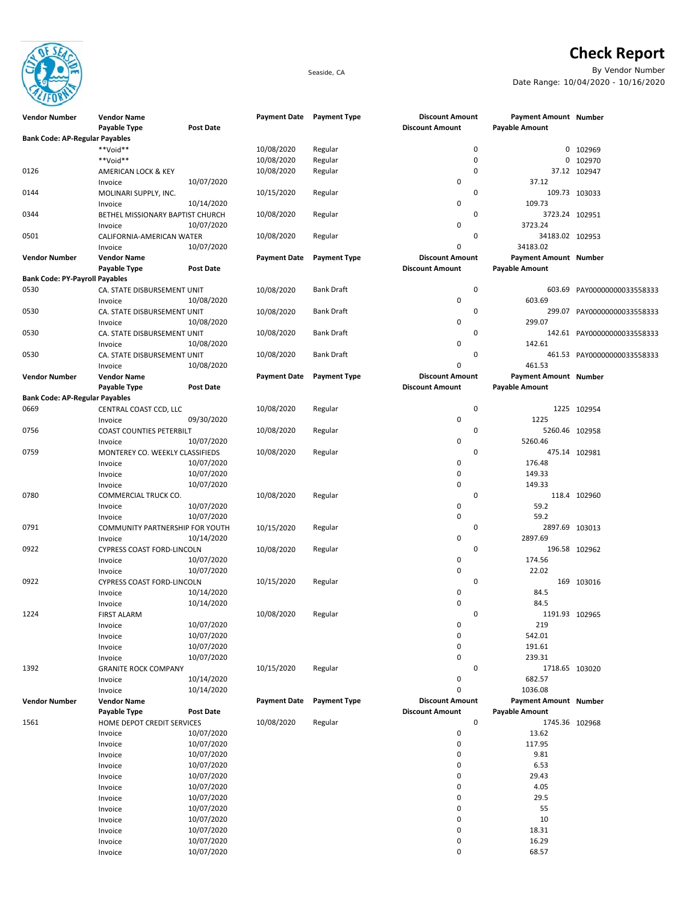# Check Report

Seaside, CA

By Vendor Number

Date Range: 10/04/2020 - 10/16/2020

| Vendor Number | Vendor Name / Payable Type | Post Date | Payment Date | Payment Type | Discount Amount | Payment Amount / Payable Amount | Number |
|---|---|---|---|---|---|---|---|
| **Bank Code: AP-Regular Payables** | | | | | | | |
| | **Void** | | 10/08/2020 | Regular | 0 | 0 | 102969 |
| | **Void** | | 10/08/2020 | Regular | 0 | 0 | 102970 |
| 0126 | AMERICAN LOCK & KEY | | 10/08/2020 | Regular | 0 | 37.12 | 102947 |
| | Invoice | 10/07/2020 | | | 0 | 37.12 | |
| 0144 | MOLINARI SUPPLY, INC. | | 10/15/2020 | Regular | 0 | 109.73 | 103033 |
| | Invoice | 10/14/2020 | | | 0 | 109.73 | |
| 0344 | BETHEL MISSIONARY BAPTIST CHURCH | | 10/08/2020 | Regular | 0 | 3723.24 | 102951 |
| | Invoice | 10/07/2020 | | | 0 | 3723.24 | |
| 0501 | CALIFORNIA-AMERICAN WATER | | 10/08/2020 | Regular | 0 | 34183.02 | 102953 |
| | Invoice | 10/07/2020 | | | 0 | 34183.02 | |
| **Bank Code: PY-Payroll Payables** | | | | | | | |
| 0530 | CA. STATE DISBURSEMENT UNIT | | 10/08/2020 | Bank Draft | 0 | 603.69 | PAY00000000033558333 |
| | Invoice | 10/08/2020 | | | 0 | 603.69 | |
| 0530 | CA. STATE DISBURSEMENT UNIT | | 10/08/2020 | Bank Draft | 0 | 299.07 | PAY00000000033558333 |
| | Invoice | 10/08/2020 | | | 0 | 299.07 | |
| 0530 | CA. STATE DISBURSEMENT UNIT | | 10/08/2020 | Bank Draft | 0 | 142.61 | PAY00000000033558333 |
| | Invoice | 10/08/2020 | | | 0 | 142.61 | |
| 0530 | CA. STATE DISBURSEMENT UNIT | | 10/08/2020 | Bank Draft | 0 | 461.53 | PAY00000000033558333 |
| | Invoice | 10/08/2020 | | | 0 | 461.53 | |
| **Bank Code: AP-Regular Payables** | | | | | | | |
| 0669 | CENTRAL COAST CCD, LLC | | 10/08/2020 | Regular | 0 | 1225 | 102954 |
| | Invoice | 09/30/2020 | | | 0 | 1225 | |
| 0756 | COAST COUNTIES PETERBILT | | 10/08/2020 | Regular | 0 | 5260.46 | 102958 |
| | Invoice | 10/07/2020 | | | 0 | 5260.46 | |
| 0759 | MONTEREY CO. WEEKLY CLASSIFIEDS | | 10/08/2020 | Regular | 0 | 475.14 | 102981 |
| | Invoice | 10/07/2020 | | | 0 | 176.48 | |
| | Invoice | 10/07/2020 | | | 0 | 149.33 | |
| | Invoice | 10/07/2020 | | | 0 | 149.33 | |
| 0780 | COMMERCIAL TRUCK CO. | | 10/08/2020 | Regular | 0 | 118.4 | 102960 |
| | Invoice | 10/07/2020 | | | 0 | 59.2 | |
| | Invoice | 10/07/2020 | | | 0 | 59.2 | |
| 0791 | COMMUNITY PARTNERSHIP FOR YOUTH | | 10/15/2020 | Regular | 0 | 2897.69 | 103013 |
| | Invoice | 10/14/2020 | | | 0 | 2897.69 | |
| 0922 | CYPRESS COAST FORD-LINCOLN | | 10/08/2020 | Regular | 0 | 196.58 | 102962 |
| | Invoice | 10/07/2020 | | | 0 | 174.56 | |
| | Invoice | 10/07/2020 | | | 0 | 22.02 | |
| 0922 | CYPRESS COAST FORD-LINCOLN | | 10/15/2020 | Regular | 0 | 169 | 103016 |
| | Invoice | 10/14/2020 | | | 0 | 84.5 | |
| | Invoice | 10/14/2020 | | | 0 | 84.5 | |
| 1224 | FIRST ALARM | | 10/08/2020 | Regular | 0 | 1191.93 | 102965 |
| | Invoice | 10/07/2020 | | | 0 | 219 | |
| | Invoice | 10/07/2020 | | | 0 | 542.01 | |
| | Invoice | 10/07/2020 | | | 0 | 191.61 | |
| | Invoice | 10/07/2020 | | | 0 | 239.31 | |
| 1392 | GRANITE ROCK COMPANY | | 10/15/2020 | Regular | 0 | 1718.65 | 103020 |
| | Invoice | 10/14/2020 | | | 0 | 682.57 | |
| | Invoice | 10/14/2020 | | | 0 | 1036.08 | |
| 1561 | HOME DEPOT CREDIT SERVICES | | 10/08/2020 | Regular | 0 | 1745.36 | 102968 |
| | Invoice | 10/07/2020 | | | 0 | 13.62 | |
| | Invoice | 10/07/2020 | | | 0 | 117.95 | |
| | Invoice | 10/07/2020 | | | 0 | 9.81 | |
| | Invoice | 10/07/2020 | | | 0 | 6.53 | |
| | Invoice | 10/07/2020 | | | 0 | 29.43 | |
| | Invoice | 10/07/2020 | | | 0 | 4.05 | |
| | Invoice | 10/07/2020 | | | 0 | 29.5 | |
| | Invoice | 10/07/2020 | | | 0 | 55 | |
| | Invoice | 10/07/2020 | | | 0 | 10 | |
| | Invoice | 10/07/2020 | | | 0 | 18.31 | |
| | Invoice | 10/07/2020 | | | 0 | 16.29 | |
| | Invoice | 10/07/2020 | | | 0 | 68.57 | |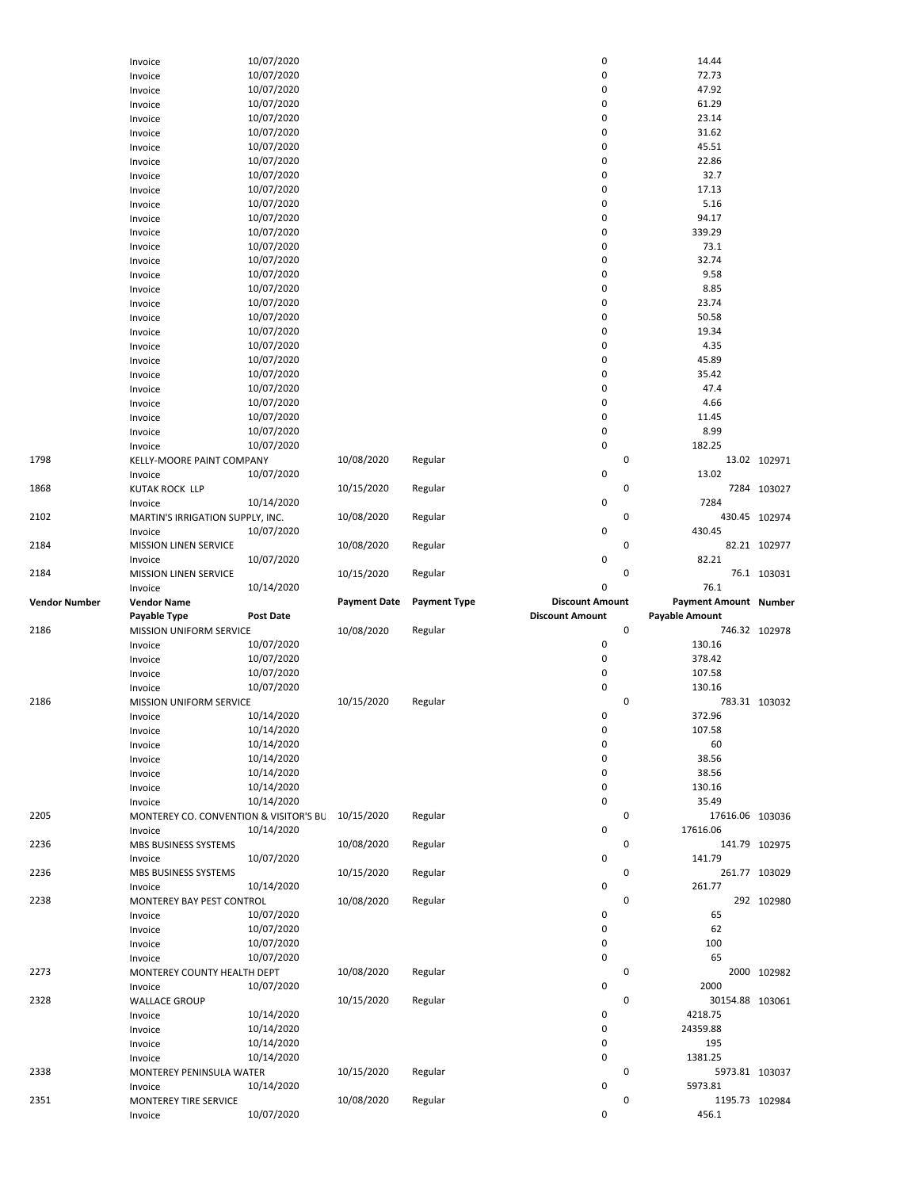| Vendor Number | Vendor Name | | Payment Date | Payment Type | Discount Amount | Payment Amount | Number |
|---|---|---|---|---|---|---|---|
| | Payable Type | Post Date | | | Discount Amount | Payable Amount | |
| | Invoice | 10/07/2020 | | | 0 | 14.44 | |
| | Invoice | 10/07/2020 | | | 0 | 72.73 | |
| | Invoice | 10/07/2020 | | | 0 | 47.92 | |
| | Invoice | 10/07/2020 | | | 0 | 61.29 | |
| | Invoice | 10/07/2020 | | | 0 | 23.14 | |
| | Invoice | 10/07/2020 | | | 0 | 31.62 | |
| | Invoice | 10/07/2020 | | | 0 | 45.51 | |
| | Invoice | 10/07/2020 | | | 0 | 22.86 | |
| | Invoice | 10/07/2020 | | | 0 | 32.7 | |
| | Invoice | 10/07/2020 | | | 0 | 17.13 | |
| | Invoice | 10/07/2020 | | | 0 | 5.16 | |
| | Invoice | 10/07/2020 | | | 0 | 94.17 | |
| | Invoice | 10/07/2020 | | | 0 | 339.29 | |
| | Invoice | 10/07/2020 | | | 0 | 73.1 | |
| | Invoice | 10/07/2020 | | | 0 | 32.74 | |
| | Invoice | 10/07/2020 | | | 0 | 9.58 | |
| | Invoice | 10/07/2020 | | | 0 | 8.85 | |
| | Invoice | 10/07/2020 | | | 0 | 23.74 | |
| | Invoice | 10/07/2020 | | | 0 | 50.58 | |
| | Invoice | 10/07/2020 | | | 0 | 19.34 | |
| | Invoice | 10/07/2020 | | | 0 | 4.35 | |
| | Invoice | 10/07/2020 | | | 0 | 45.89 | |
| | Invoice | 10/07/2020 | | | 0 | 35.42 | |
| | Invoice | 10/07/2020 | | | 0 | 47.4 | |
| | Invoice | 10/07/2020 | | | 0 | 4.66 | |
| | Invoice | 10/07/2020 | | | 0 | 11.45 | |
| | Invoice | 10/07/2020 | | | 0 | 8.99 | |
| | Invoice | 10/07/2020 | | | 0 | 182.25 | |
| 1798 | KELLY-MOORE PAINT COMPANY | | 10/08/2020 | Regular | 0 | 13.02 | 102971 |
| | Invoice | 10/07/2020 | | | 0 | 13.02 | |
| 1868 | KUTAK ROCK LLP | | 10/15/2020 | Regular | 0 | 7284 | 103027 |
| | Invoice | 10/14/2020 | | | 0 | 7284 | |
| 2102 | MARTIN'S IRRIGATION SUPPLY, INC. | | 10/08/2020 | Regular | 0 | 430.45 | 102974 |
| | Invoice | 10/07/2020 | | | 0 | 430.45 | |
| 2184 | MISSION LINEN SERVICE | | 10/08/2020 | Regular | 0 | 82.21 | 102977 |
| | Invoice | 10/07/2020 | | | 0 | 82.21 | |
| 2184 | MISSION LINEN SERVICE | | 10/15/2020 | Regular | 0 | 76.1 | 103031 |
| | Invoice | 10/14/2020 | | | 0 | 76.1 | |
| 2186 | MISSION UNIFORM SERVICE | | 10/08/2020 | Regular | 0 | 746.32 | 102978 |
| | Invoice | 10/07/2020 | | | 0 | 130.16 | |
| | Invoice | 10/07/2020 | | | 0 | 378.42 | |
| | Invoice | 10/07/2020 | | | 0 | 107.58 | |
| | Invoice | 10/07/2020 | | | 0 | 130.16 | |
| 2186 | MISSION UNIFORM SERVICE | | 10/15/2020 | Regular | 0 | 783.31 | 103032 |
| | Invoice | 10/14/2020 | | | 0 | 372.96 | |
| | Invoice | 10/14/2020 | | | 0 | 107.58 | |
| | Invoice | 10/14/2020 | | | 0 | 60 | |
| | Invoice | 10/14/2020 | | | 0 | 38.56 | |
| | Invoice | 10/14/2020 | | | 0 | 38.56 | |
| | Invoice | 10/14/2020 | | | 0 | 130.16 | |
| | Invoice | 10/14/2020 | | | 0 | 35.49 | |
| 2205 | MONTEREY CO. CONVENTION & VISITOR'S BU | | 10/15/2020 | Regular | 0 | 17616.06 | 103036 |
| | Invoice | 10/14/2020 | | | 0 | 17616.06 | |
| 2236 | MBS BUSINESS SYSTEMS | | 10/08/2020 | Regular | 0 | 141.79 | 102975 |
| | Invoice | 10/07/2020 | | | 0 | 141.79 | |
| 2236 | MBS BUSINESS SYSTEMS | | 10/15/2020 | Regular | 0 | 261.77 | 103029 |
| | Invoice | 10/14/2020 | | | 0 | 261.77 | |
| 2238 | MONTEREY BAY PEST CONTROL | | 10/08/2020 | Regular | 0 | 292 | 102980 |
| | Invoice | 10/07/2020 | | | 0 | 65 | |
| | Invoice | 10/07/2020 | | | 0 | 62 | |
| | Invoice | 10/07/2020 | | | 0 | 100 | |
| | Invoice | 10/07/2020 | | | 0 | 65 | |
| 2273 | MONTEREY COUNTY HEALTH DEPT | | 10/08/2020 | Regular | 0 | 2000 | 102982 |
| | Invoice | 10/07/2020 | | | 0 | 2000 | |
| 2328 | WALLACE GROUP | | 10/15/2020 | Regular | 0 | 30154.88 | 103061 |
| | Invoice | 10/14/2020 | | | 0 | 4218.75 | |
| | Invoice | 10/14/2020 | | | 0 | 24359.88 | |
| | Invoice | 10/14/2020 | | | 0 | 195 | |
| | Invoice | 10/14/2020 | | | 0 | 1381.25 | |
| 2338 | MONTEREY PENINSULA WATER | | 10/15/2020 | Regular | 0 | 5973.81 | 103037 |
| | Invoice | 10/14/2020 | | | 0 | 5973.81 | |
| 2351 | MONTEREY TIRE SERVICE | | 10/08/2020 | Regular | 0 | 1195.73 | 102984 |
| | Invoice | 10/07/2020 | | | 0 | 456.1 | |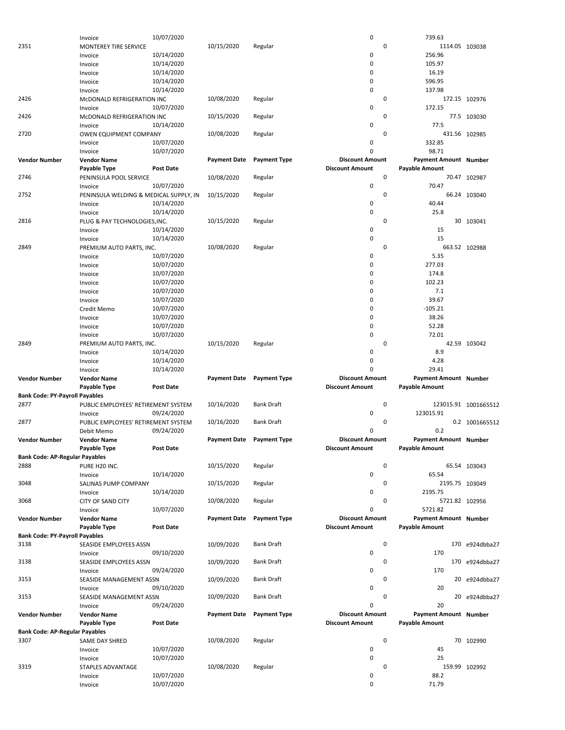| Vendor Number | Vendor Name | | Payment Date | Payment Type | Discount Amount | Payment Amount | Number |
|---|---|---|---|---|---|---|---|
| | Payable Type | Post Date | | | Discount Amount | Payable Amount | |
| | Invoice | 10/07/2020 | | | 0 | 739.63 | |
| 2351 | MONTEREY TIRE SERVICE | | 10/15/2020 | Regular | 0 | 1114.05 | 103038 |
| | Invoice | 10/14/2020 | | | 0 | 256.96 | |
| | Invoice | 10/14/2020 | | | 0 | 105.97 | |
| | Invoice | 10/14/2020 | | | 0 | 16.19 | |
| | Invoice | 10/14/2020 | | | 0 | 596.95 | |
| | Invoice | 10/14/2020 | | | 0 | 137.98 | |
| 2426 | McDONALD REFRIGERATION INC | | 10/08/2020 | Regular | 0 | 172.15 | 102976 |
| | Invoice | 10/07/2020 | | | 0 | 172.15 | |
| 2426 | McDONALD REFRIGERATION INC | | 10/15/2020 | Regular | 0 | 77.5 | 103030 |
| | Invoice | 10/14/2020 | | | 0 | 77.5 | |
| 2720 | OWEN EQUIPMENT COMPANY | | 10/08/2020 | Regular | 0 | 431.56 | 102985 |
| | Invoice | 10/07/2020 | | | 0 | 332.85 | |
| | Invoice | 10/07/2020 | | | 0 | 98.71 | |

| Vendor Number | Vendor Name | | Payment Date | Payment Type | Discount Amount | Payment Amount | Number |
|---|---|---|---|---|---|---|---|
| | Payable Type | Post Date | | | Discount Amount | Payable Amount | |
| 2746 | PENINSULA POOL SERVICE | | 10/08/2020 | Regular | 0 | 70.47 | 102987 |
| | Invoice | 10/07/2020 | | | 0 | 70.47 | |
| 2752 | PENINSULA WELDING & MEDICAL SUPPLY, IN | | 10/15/2020 | Regular | 0 | 66.24 | 103040 |
| | Invoice | 10/14/2020 | | | 0 | 40.44 | |
| | Invoice | 10/14/2020 | | | 0 | 25.8 | |
| 2816 | PLUG & PAY TECHNOLOGIES,INC. | | 10/15/2020 | Regular | 0 | 30 | 103041 |
| | Invoice | 10/14/2020 | | | 0 | 15 | |
| | Invoice | 10/14/2020 | | | 0 | 15 | |
| 2849 | PREMIUM AUTO PARTS, INC. | | 10/08/2020 | Regular | 0 | 663.52 | 102988 |
| | Invoice | 10/07/2020 | | | 0 | 5.35 | |
| | Invoice | 10/07/2020 | | | 0 | 277.03 | |
| | Invoice | 10/07/2020 | | | 0 | 174.8 | |
| | Invoice | 10/07/2020 | | | 0 | 102.23 | |
| | Invoice | 10/07/2020 | | | 0 | 7.1 | |
| | Invoice | 10/07/2020 | | | 0 | 39.67 | |
| | Credit Memo | 10/07/2020 | | | 0 | -105.21 | |
| | Invoice | 10/07/2020 | | | 0 | 38.26 | |
| | Invoice | 10/07/2020 | | | 0 | 52.28 | |
| | Invoice | 10/07/2020 | | | 0 | 72.01 | |
| 2849 | PREMIUM AUTO PARTS, INC. | | 10/15/2020 | Regular | 0 | 42.59 | 103042 |
| | Invoice | 10/14/2020 | | | 0 | 8.9 | |
| | Invoice | 10/14/2020 | | | 0 | 4.28 | |
| | Invoice | 10/14/2020 | | | 0 | 29.41 | |

| Vendor Number | Vendor Name | | Payment Date | Payment Type | Discount Amount | Payment Amount | Number |
|---|---|---|---|---|---|---|---|
| | Payable Type | Post Date | | | Discount Amount | Payable Amount | |
| **Bank Code: PY-Payroll Payables** | | | | | | | |
| 2877 | PUBLIC EMPLOYEES' RETIREMENT SYSTEM | | 10/16/2020 | Bank Draft | 0 | 123015.91 | 1001665512 |
| | Invoice | 09/24/2020 | | | 0 | 123015.91 | |
| 2877 | PUBLIC EMPLOYEES' RETIREMENT SYSTEM | | 10/16/2020 | Bank Draft | 0 | 0.2 | 1001665512 |
| | Debit Memo | 09/24/2020 | | | 0 | 0.2 | |

| Vendor Number | Vendor Name | | Payment Date | Payment Type | Discount Amount | Payment Amount | Number |
|---|---|---|---|---|---|---|---|
| | Payable Type | Post Date | | | Discount Amount | Payable Amount | |
| **Bank Code: AP-Regular Payables** | | | | | | | |
| 2888 | PURE H20 INC. | | 10/15/2020 | Regular | 0 | 65.54 | 103043 |
| | Invoice | 10/14/2020 | | | 0 | 65.54 | |
| 3048 | SALINAS PUMP COMPANY | | 10/15/2020 | Regular | 0 | 2195.75 | 103049 |
| | Invoice | 10/14/2020 | | | 0 | 2195.75 | |
| 3068 | CITY OF SAND CITY | | 10/08/2020 | Regular | 0 | 5721.82 | 102956 |
| | Invoice | 10/07/2020 | | | 0 | 5721.82 | |

| Vendor Number | Vendor Name | | Payment Date | Payment Type | Discount Amount | Payment Amount | Number |
|---|---|---|---|---|---|---|---|
| | Payable Type | Post Date | | | Discount Amount | Payable Amount | |
| **Bank Code: PY-Payroll Payables** | | | | | | | |
| 3138 | SEASIDE EMPLOYEES ASSN | | 10/09/2020 | Bank Draft | 0 | 170 | e924dbba27 |
| | Invoice | 09/10/2020 | | | 0 | 170 | |
| 3138 | SEASIDE EMPLOYEES ASSN | | 10/09/2020 | Bank Draft | 0 | 170 | e924dbba27 |
| | Invoice | 09/24/2020 | | | 0 | 170 | |
| 3153 | SEASIDE MANAGEMENT ASSN | | 10/09/2020 | Bank Draft | 0 | 20 | e924dbba27 |
| | Invoice | 09/10/2020 | | | 0 | 20 | |
| 3153 | SEASIDE MANAGEMENT ASSN | | 10/09/2020 | Bank Draft | 0 | 20 | e924dbba27 |
| | Invoice | 09/24/2020 | | | 0 | 20 | |

| Vendor Number | Vendor Name | | Payment Date | Payment Type | Discount Amount | Payment Amount | Number |
|---|---|---|---|---|---|---|---|
| | Payable Type | Post Date | | | Discount Amount | Payable Amount | |
| **Bank Code: AP-Regular Payables** | | | | | | | |
| 3307 | SAME DAY SHRED | | 10/08/2020 | Regular | 0 | 70 | 102990 |
| | Invoice | 10/07/2020 | | | 0 | 45 | |
| | Invoice | 10/07/2020 | | | 0 | 25 | |
| 3319 | STAPLES ADVANTAGE | | 10/08/2020 | Regular | 0 | 159.99 | 102992 |
| | Invoice | 10/07/2020 | | | 0 | 88.2 | |
| | Invoice | 10/07/2020 | | | 0 | 71.79 | |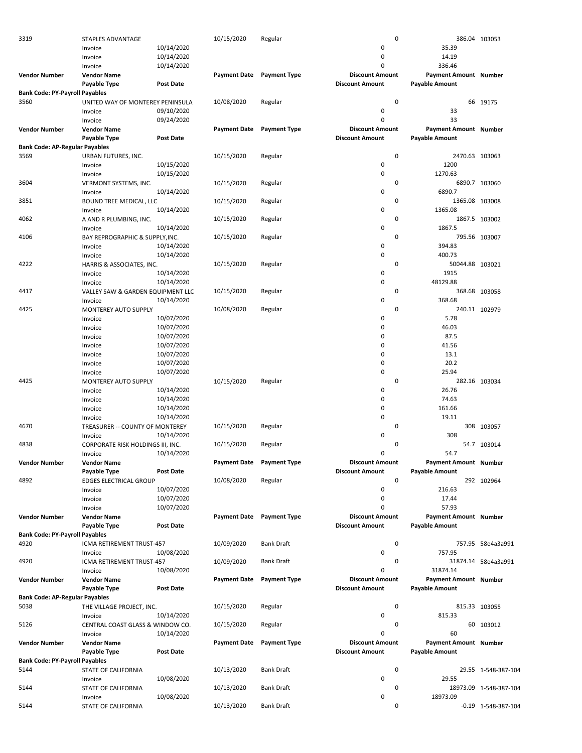| Vendor Number | Vendor Name | | Payment Date | Payment Type | Discount Amount | Payment Amount | Number |
|---|---|---|---|---|---|---|---|
| 3319 | STAPLES ADVANTAGE | | 10/15/2020 | Regular | 0 | 386.04 | 103053 |
| | Invoice | 10/14/2020 | | | 0 | 35.39 | |
| | Invoice | 10/14/2020 | | | 0 | 14.19 | |
| | Invoice | 10/14/2020 | | | 0 | 336.46 | |
| **Vendor Number** | **Vendor Name** | | **Payment Date** | **Payment Type** | **Discount Amount** | **Payment Amount** | **Number** |
| | **Payable Type** | **Post Date** | | | **Discount Amount** | **Payable Amount** | |
| **Bank Code: PY-Payroll Payables** | | | | | | | |
| 3560 | UNITED WAY OF MONTEREY PENINSULA | | 10/08/2020 | Regular | 0 | 66 | 19175 |
| | Invoice | 09/10/2020 | | | 0 | 33 | |
| | Invoice | 09/24/2020 | | | 0 | 33 | |
| **Vendor Number** | **Vendor Name** | | **Payment Date** | **Payment Type** | **Discount Amount** | **Payment Amount** | **Number** |
| | **Payable Type** | **Post Date** | | | **Discount Amount** | **Payable Amount** | |
| **Bank Code: AP-Regular Payables** | | | | | | | |
| 3569 | URBAN FUTURES, INC. | | 10/15/2020 | Regular | 0 | 2470.63 | 103063 |
| | Invoice | 10/15/2020 | | | 0 | 1200 | |
| | Invoice | 10/15/2020 | | | 0 | 1270.63 | |
| 3604 | VERMONT SYSTEMS, INC. | | 10/15/2020 | Regular | 0 | 6890.7 | 103060 |
| | Invoice | 10/14/2020 | | | 0 | 6890.7 | |
| 3851 | BOUND TREE MEDICAL, LLC | | 10/15/2020 | Regular | 0 | 1365.08 | 103008 |
| | Invoice | 10/14/2020 | | | 0 | 1365.08 | |
| 4062 | A AND R PLUMBING, INC. | | 10/15/2020 | Regular | 0 | 1867.5 | 103002 |
| | Invoice | 10/14/2020 | | | 0 | 1867.5 | |
| 4106 | BAY REPROGRAPHIC & SUPPLY,INC. | | 10/15/2020 | Regular | 0 | 795.56 | 103007 |
| | Invoice | 10/14/2020 | | | 0 | 394.83 | |
| | Invoice | 10/14/2020 | | | 0 | 400.73 | |
| 4222 | HARRIS & ASSOCIATES, INC. | | 10/15/2020 | Regular | 0 | 50044.88 | 103021 |
| | Invoice | 10/14/2020 | | | 0 | 1915 | |
| | Invoice | 10/14/2020 | | | 0 | 48129.88 | |
| 4417 | VALLEY SAW & GARDEN EQUIPMENT LLC | | 10/15/2020 | Regular | 0 | 368.68 | 103058 |
| | Invoice | 10/14/2020 | | | 0 | 368.68 | |
| 4425 | MONTEREY AUTO SUPPLY | | 10/08/2020 | Regular | 0 | 240.11 | 102979 |
| | Invoice | 10/07/2020 | | | 0 | 5.78 | |
| | Invoice | 10/07/2020 | | | 0 | 46.03 | |
| | Invoice | 10/07/2020 | | | 0 | 87.5 | |
| | Invoice | 10/07/2020 | | | 0 | 41.56 | |
| | Invoice | 10/07/2020 | | | 0 | 13.1 | |
| | Invoice | 10/07/2020 | | | 0 | 20.2 | |
| | Invoice | 10/07/2020 | | | 0 | 25.94 | |
| 4425 | MONTEREY AUTO SUPPLY | | 10/15/2020 | Regular | 0 | 282.16 | 103034 |
| | Invoice | 10/14/2020 | | | 0 | 26.76 | |
| | Invoice | 10/14/2020 | | | 0 | 74.63 | |
| | Invoice | 10/14/2020 | | | 0 | 161.66 | |
| | Invoice | 10/14/2020 | | | 0 | 19.11 | |
| 4670 | TREASURER -- COUNTY OF MONTEREY | | 10/15/2020 | Regular | 0 | 308 | 103057 |
| | Invoice | 10/14/2020 | | | 0 | 308 | |
| 4838 | CORPORATE RISK HOLDINGS III, INC. | | 10/15/2020 | Regular | 0 | 54.7 | 103014 |
| | Invoice | 10/14/2020 | | | 0 | 54.7 | |
| **Vendor Number** | **Vendor Name** | | **Payment Date** | **Payment Type** | **Discount Amount** | **Payment Amount** | **Number** |
| | **Payable Type** | **Post Date** | | | **Discount Amount** | **Payable Amount** | |
| 4892 | EDGES ELECTRICAL GROUP | | 10/08/2020 | Regular | 0 | 292 | 102964 |
| | Invoice | 10/07/2020 | | | 0 | 216.63 | |
| | Invoice | 10/07/2020 | | | 0 | 17.44 | |
| | Invoice | 10/07/2020 | | | 0 | 57.93 | |
| **Vendor Number** | **Vendor Name** | | **Payment Date** | **Payment Type** | **Discount Amount** | **Payment Amount** | **Number** |
| | **Payable Type** | **Post Date** | | | **Discount Amount** | **Payable Amount** | |
| **Bank Code: PY-Payroll Payables** | | | | | | | |
| 4920 | ICMA RETIREMENT TRUST-457 | | 10/09/2020 | Bank Draft | 0 | 757.95 | 58e4a3a991 |
| | Invoice | 10/08/2020 | | | 0 | 757.95 | |
| 4920 | ICMA RETIREMENT TRUST-457 | | 10/09/2020 | Bank Draft | 0 | 31874.14 | 58e4a3a991 |
| | Invoice | 10/08/2020 | | | 0 | 31874.14 | |
| **Vendor Number** | **Vendor Name** | | **Payment Date** | **Payment Type** | **Discount Amount** | **Payment Amount** | **Number** |
| | **Payable Type** | **Post Date** | | | **Discount Amount** | **Payable Amount** | |
| **Bank Code: AP-Regular Payables** | | | | | | | |
| 5038 | THE VILLAGE PROJECT, INC. | | 10/15/2020 | Regular | 0 | 815.33 | 103055 |
| | Invoice | 10/14/2020 | | | 0 | 815.33 | |
| 5126 | CENTRAL COAST GLASS & WINDOW CO. | | 10/15/2020 | Regular | 0 | 60 | 103012 |
| | Invoice | 10/14/2020 | | | 0 | 60 | |
| **Vendor Number** | **Vendor Name** | | **Payment Date** | **Payment Type** | **Discount Amount** | **Payment Amount** | **Number** |
| | **Payable Type** | **Post Date** | | | **Discount Amount** | **Payable Amount** | |
| **Bank Code: PY-Payroll Payables** | | | | | | | |
| 5144 | STATE OF CALIFORNIA | | 10/13/2020 | Bank Draft | 0 | 29.55 | 1-548-387-104 |
| | Invoice | 10/08/2020 | | | 0 | 29.55 | |
| 5144 | STATE OF CALIFORNIA | | 10/13/2020 | Bank Draft | 0 | 18973.09 | 1-548-387-104 |
| | Invoice | 10/08/2020 | | | 0 | 18973.09 | |
| 5144 | STATE OF CALIFORNIA | | 10/13/2020 | Bank Draft | 0 | -0.19 | 1-548-387-104 |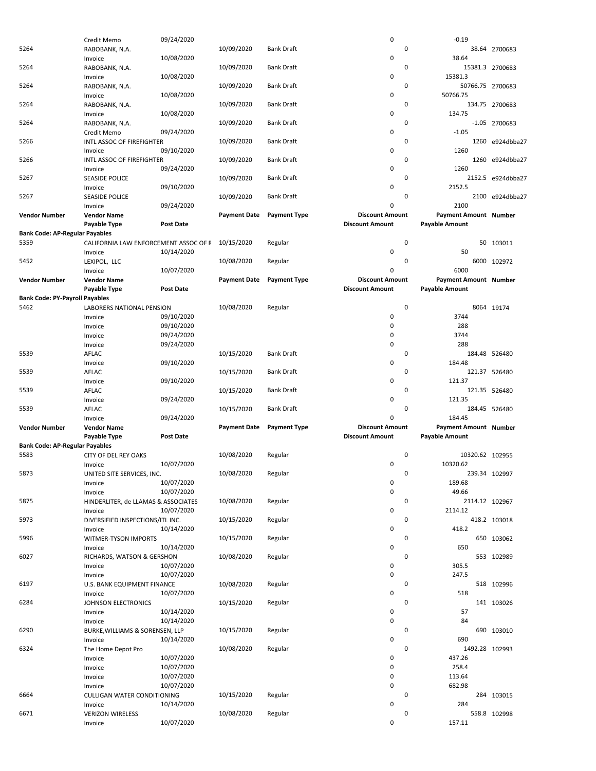| Vendor Number | Vendor Name | | Payment Date | Payment Type | Discount Amount | Payment Amount | Number |
|---|---|---|---|---|---|---|---|
| | Payable Type | Post Date | | | Discount Amount | Payable Amount | |
| | Credit Memo | 09/24/2020 | | | 0 | -0.19 | |
| 5264 | RABOBANK, N.A. | | 10/09/2020 | Bank Draft | 0 | 38.64 | 2700683 |
| | Invoice | 10/08/2020 | | | 0 | 38.64 | |
| 5264 | RABOBANK, N.A. | | 10/09/2020 | Bank Draft | 0 | 15381.3 | 2700683 |
| | Invoice | 10/08/2020 | | | 0 | 15381.3 | |
| 5264 | RABOBANK, N.A. | | 10/09/2020 | Bank Draft | 0 | 50766.75 | 2700683 |
| | Invoice | 10/08/2020 | | | 0 | 50766.75 | |
| 5264 | RABOBANK, N.A. | | 10/09/2020 | Bank Draft | 0 | 134.75 | 2700683 |
| | Invoice | 10/08/2020 | | | 0 | 134.75 | |
| 5264 | RABOBANK, N.A. | | 10/09/2020 | Bank Draft | 0 | -1.05 | 2700683 |
| | Credit Memo | 09/24/2020 | | | 0 | -1.05 | |
| 5266 | INTL ASSOC OF FIREFIGHTER | | 10/09/2020 | Bank Draft | 0 | 1260 | e924dbba27 |
| | Invoice | 09/10/2020 | | | 0 | 1260 | |
| 5266 | INTL ASSOC OF FIREFIGHTER | | 10/09/2020 | Bank Draft | 0 | 1260 | e924dbba27 |
| | Invoice | 09/24/2020 | | | 0 | 1260 | |
| 5267 | SEASIDE POLICE | | 10/09/2020 | Bank Draft | 0 | 2152.5 | e924dbba27 |
| | Invoice | 09/10/2020 | | | 0 | 2152.5 | |
| 5267 | SEASIDE POLICE | | 10/09/2020 | Bank Draft | 0 | 2100 | e924dbba27 |
| | Invoice | 09/24/2020 | | | 0 | 2100 | |

| Vendor Number | Vendor Name | | Payment Date | Payment Type | Discount Amount | Payment Amount | Number |
|---|---|---|---|---|---|---|---|
| | Payable Type | Post Date | | | Discount Amount | Payable Amount | |
| **Bank Code: AP-Regular Payables** | | | | | | | |
| 5359 | CALIFORNIA LAW ENFORCEMENT ASSOC OF F | | 10/15/2020 | Regular | 0 | 50 | 103011 |
| | Invoice | 10/14/2020 | | | 0 | 50 | |
| 5452 | LEXIPOL, LLC | | 10/08/2020 | Regular | 0 | 6000 | 102972 |
| | Invoice | 10/07/2020 | | | 0 | 6000 | |

| Vendor Number | Vendor Name | | Payment Date | Payment Type | Discount Amount | Payment Amount | Number |
|---|---|---|---|---|---|---|---|
| | Payable Type | Post Date | | | Discount Amount | Payable Amount | |
| **Bank Code: PY-Payroll Payables** | | | | | | | |
| 5462 | LABORERS NATIONAL PENSION | | 10/08/2020 | Regular | 0 | 8064 | 19174 |
| | Invoice | 09/10/2020 | | | 0 | 3744 | |
| | Invoice | 09/10/2020 | | | 0 | 288 | |
| | Invoice | 09/24/2020 | | | 0 | 3744 | |
| | Invoice | 09/24/2020 | | | 0 | 288 | |
| 5539 | AFLAC | | 10/15/2020 | Bank Draft | 0 | 184.48 | 526480 |
| | Invoice | 09/10/2020 | | | 0 | 184.48 | |
| 5539 | AFLAC | | 10/15/2020 | Bank Draft | 0 | 121.37 | 526480 |
| | Invoice | 09/10/2020 | | | 0 | 121.37 | |
| 5539 | AFLAC | | 10/15/2020 | Bank Draft | 0 | 121.35 | 526480 |
| | Invoice | 09/24/2020 | | | 0 | 121.35 | |
| 5539 | AFLAC | | 10/15/2020 | Bank Draft | 0 | 184.45 | 526480 |
| | Invoice | 09/24/2020 | | | 0 | 184.45 | |

| Vendor Number | Vendor Name | | Payment Date | Payment Type | Discount Amount | Payment Amount | Number |
|---|---|---|---|---|---|---|---|
| | Payable Type | Post Date | | | Discount Amount | Payable Amount | |
| **Bank Code: AP-Regular Payables** | | | | | | | |
| 5583 | CITY OF DEL REY OAKS | | 10/08/2020 | Regular | 0 | 10320.62 | 102955 |
| | Invoice | 10/07/2020 | | | 0 | 10320.62 | |
| 5873 | UNITED SITE SERVICES, INC. | | 10/08/2020 | Regular | 0 | 239.34 | 102997 |
| | Invoice | 10/07/2020 | | | 0 | 189.68 | |
| | Invoice | 10/07/2020 | | | 0 | 49.66 | |
| 5875 | HINDERLITER, de LLAMAS & ASSOCIATES | | 10/08/2020 | Regular | 0 | 2114.12 | 102967 |
| | Invoice | 10/07/2020 | | | 0 | 2114.12 | |
| 5973 | DIVERSIFIED INSPECTIONS/ITL INC. | | 10/15/2020 | Regular | 0 | 418.2 | 103018 |
| | Invoice | 10/14/2020 | | | 0 | 418.2 | |
| 5996 | WITMER-TYSON IMPORTS | | 10/15/2020 | Regular | 0 | 650 | 103062 |
| | Invoice | 10/14/2020 | | | 0 | 650 | |
| 6027 | RICHARDS, WATSON & GERSHON | | 10/08/2020 | Regular | 0 | 553 | 102989 |
| | Invoice | 10/07/2020 | | | 0 | 305.5 | |
| | Invoice | 10/07/2020 | | | 0 | 247.5 | |
| 6197 | U.S. BANK EQUIPMENT FINANCE | | 10/08/2020 | Regular | 0 | 518 | 102996 |
| | Invoice | 10/07/2020 | | | 0 | 518 | |
| 6284 | JOHNSON ELECTRONICS | | 10/15/2020 | Regular | 0 | 141 | 103026 |
| | Invoice | 10/14/2020 | | | 0 | 57 | |
| | Invoice | 10/14/2020 | | | 0 | 84 | |
| 6290 | BURKE,WILLIAMS & SORENSEN, LLP | | 10/15/2020 | Regular | 0 | 690 | 103010 |
| | Invoice | 10/14/2020 | | | 0 | 690 | |
| 6324 | The Home Depot Pro | | 10/08/2020 | Regular | 0 | 1492.28 | 102993 |
| | Invoice | 10/07/2020 | | | 0 | 437.26 | |
| | Invoice | 10/07/2020 | | | 0 | 258.4 | |
| | Invoice | 10/07/2020 | | | 0 | 113.64 | |
| | Invoice | 10/07/2020 | | | 0 | 682.98 | |
| 6664 | CULLIGAN WATER CONDITIONING | | 10/15/2020 | Regular | 0 | 284 | 103015 |
| | Invoice | 10/14/2020 | | | 0 | 284 | |
| 6671 | VERIZON WIRELESS | | 10/08/2020 | Regular | 0 | 558.8 | 102998 |
| | Invoice | 10/07/2020 | | | 0 | 157.11 | |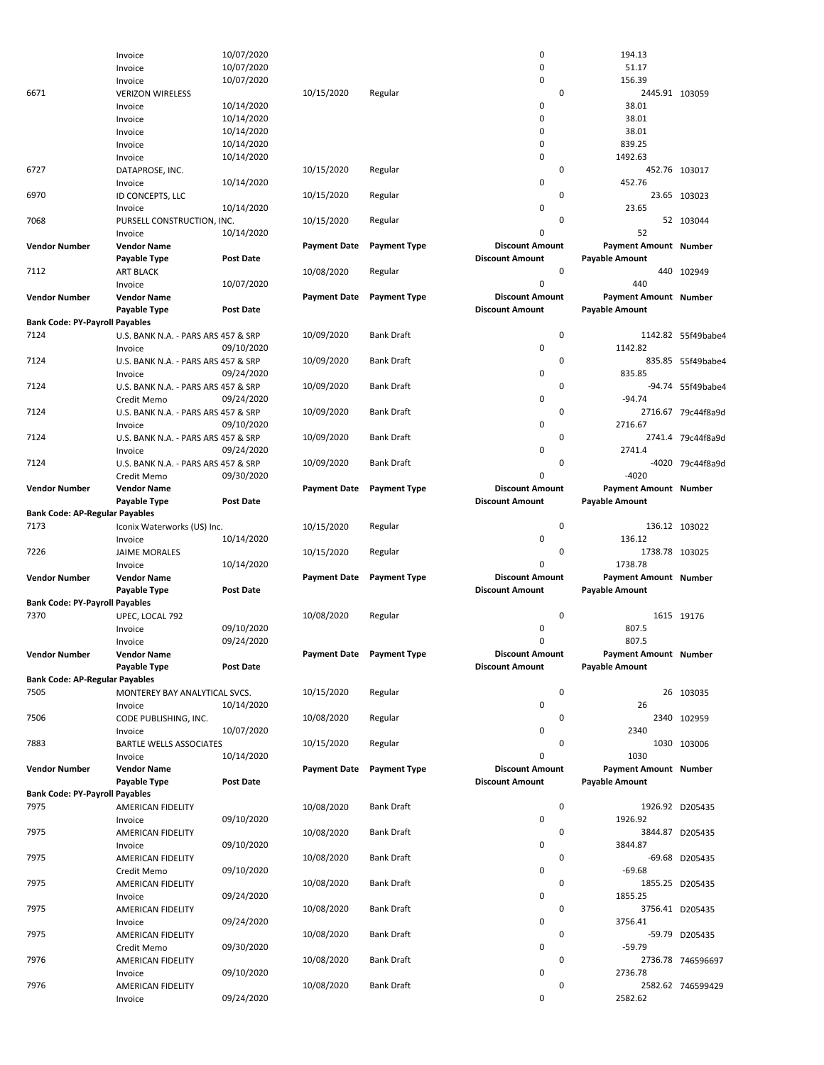| Vendor Number | Vendor Name | | Payment Date | Payment Type | Discount Amount | Payment Amount | Number |
|---|---|---|---|---|---|---|---|
| | Payable Type | Post Date | | | Discount Amount | Payable Amount | |
| | Invoice | 10/07/2020 | | | 0 | 194.13 | |
| | Invoice | 10/07/2020 | | | 0 | 51.17 | |
| | Invoice | 10/07/2020 | | | 0 | 156.39 | |
| 6671 | VERIZON WIRELESS | | 10/15/2020 | Regular | 0 | 2445.91 | 103059 |
| | Invoice | 10/14/2020 | | | 0 | 38.01 | |
| | Invoice | 10/14/2020 | | | 0 | 38.01 | |
| | Invoice | 10/14/2020 | | | 0 | 38.01 | |
| | Invoice | 10/14/2020 | | | 0 | 839.25 | |
| | Invoice | 10/14/2020 | | | 0 | 1492.63 | |
| 6727 | DATAPROSE, INC. | | 10/15/2020 | Regular | 0 | 452.76 | 103017 |
| | Invoice | 10/14/2020 | | | 0 | 452.76 | |
| 6970 | ID CONCEPTS, LLC | | 10/15/2020 | Regular | 0 | 23.65 | 103023 |
| | Invoice | 10/14/2020 | | | 0 | 23.65 | |
| 7068 | PURSELL CONSTRUCTION, INC. | | 10/15/2020 | Regular | 0 | 52 | 103044 |
| | Invoice | 10/14/2020 | | | 0 | 52 | |
| **Vendor Number** | **Vendor Name** | | **Payment Date** | **Payment Type** | **Discount Amount** | **Payment Amount** | **Number** |
| | **Payable Type** | **Post Date** | | | **Discount Amount** | **Payable Amount** | |
| 7112 | ART BLACK | | 10/08/2020 | Regular | 0 | 440 | 102949 |
| | Invoice | 10/07/2020 | | | 0 | 440 | |
| **Vendor Number** | **Vendor Name** | | **Payment Date** | **Payment Type** | **Discount Amount** | **Payment Amount** | **Number** |
| | **Payable Type** | **Post Date** | | | **Discount Amount** | **Payable Amount** | |
| **Bank Code: PY-Payroll Payables** | | | | | | | |
| 7124 | U.S. BANK N.A. - PARS ARS 457 & SRP | | 10/09/2020 | Bank Draft | 0 | 1142.82 | 55f49babe4 |
| | Invoice | 09/10/2020 | | | 0 | 1142.82 | |
| 7124 | U.S. BANK N.A. - PARS ARS 457 & SRP | | 10/09/2020 | Bank Draft | 0 | 835.85 | 55f49babe4 |
| | Invoice | 09/24/2020 | | | 0 | 835.85 | |
| 7124 | U.S. BANK N.A. - PARS ARS 457 & SRP | | 10/09/2020 | Bank Draft | 0 | -94.74 | 55f49babe4 |
| | Credit Memo | 09/24/2020 | | | 0 | -94.74 | |
| 7124 | U.S. BANK N.A. - PARS ARS 457 & SRP | | 10/09/2020 | Bank Draft | 0 | 2716.67 | 79c44f8a9d |
| | Invoice | 09/10/2020 | | | 0 | 2716.67 | |
| 7124 | U.S. BANK N.A. - PARS ARS 457 & SRP | | 10/09/2020 | Bank Draft | 0 | 2741.4 | 79c44f8a9d |
| | Invoice | 09/24/2020 | | | 0 | 2741.4 | |
| 7124 | U.S. BANK N.A. - PARS ARS 457 & SRP | | 10/09/2020 | Bank Draft | 0 | -4020 | 79c44f8a9d |
| | Credit Memo | 09/30/2020 | | | 0 | -4020 | |
| **Vendor Number** | **Vendor Name** | | **Payment Date** | **Payment Type** | **Discount Amount** | **Payment Amount** | **Number** |
| | **Payable Type** | **Post Date** | | | **Discount Amount** | **Payable Amount** | |
| **Bank Code: AP-Regular Payables** | | | | | | | |
| 7173 | Iconix Waterworks (US) Inc. | | 10/15/2020 | Regular | 0 | 136.12 | 103022 |
| | Invoice | 10/14/2020 | | | 0 | 136.12 | |
| 7226 | JAIME MORALES | | 10/15/2020 | Regular | 0 | 1738.78 | 103025 |
| | Invoice | 10/14/2020 | | | 0 | 1738.78 | |
| **Vendor Number** | **Vendor Name** | | **Payment Date** | **Payment Type** | **Discount Amount** | **Payment Amount** | **Number** |
| | **Payable Type** | **Post Date** | | | **Discount Amount** | **Payable Amount** | |
| **Bank Code: PY-Payroll Payables** | | | | | | | |
| 7370 | UPEC, LOCAL 792 | | 10/08/2020 | Regular | 0 | 1615 | 19176 |
| | Invoice | 09/10/2020 | | | 0 | 807.5 | |
| | Invoice | 09/24/2020 | | | 0 | 807.5 | |
| **Vendor Number** | **Vendor Name** | | **Payment Date** | **Payment Type** | **Discount Amount** | **Payment Amount** | **Number** |
| | **Payable Type** | **Post Date** | | | **Discount Amount** | **Payable Amount** | |
| **Bank Code: AP-Regular Payables** | | | | | | | |
| 7505 | MONTEREY BAY ANALYTICAL SVCS. | | 10/15/2020 | Regular | 0 | 26 | 103035 |
| | Invoice | 10/14/2020 | | | 0 | 26 | |
| 7506 | CODE PUBLISHING, INC. | | 10/08/2020 | Regular | 0 | 2340 | 102959 |
| | Invoice | 10/07/2020 | | | 0 | 2340 | |
| 7883 | BARTLE WELLS ASSOCIATES | | 10/15/2020 | Regular | 0 | 1030 | 103006 |
| | Invoice | 10/14/2020 | | | 0 | 1030 | |
| **Vendor Number** | **Vendor Name** | | **Payment Date** | **Payment Type** | **Discount Amount** | **Payment Amount** | **Number** |
| | **Payable Type** | **Post Date** | | | **Discount Amount** | **Payable Amount** | |
| **Bank Code: PY-Payroll Payables** | | | | | | | |
| 7975 | AMERICAN FIDELITY | | 10/08/2020 | Bank Draft | 0 | 1926.92 | D205435 |
| | Invoice | 09/10/2020 | | | 0 | 1926.92 | |
| 7975 | AMERICAN FIDELITY | | 10/08/2020 | Bank Draft | 0 | 3844.87 | D205435 |
| | Invoice | 09/10/2020 | | | 0 | 3844.87 | |
| 7975 | AMERICAN FIDELITY | | 10/08/2020 | Bank Draft | 0 | -69.68 | D205435 |
| | Credit Memo | 09/10/2020 | | | 0 | -69.68 | |
| 7975 | AMERICAN FIDELITY | | 10/08/2020 | Bank Draft | 0 | 1855.25 | D205435 |
| | Invoice | 09/24/2020 | | | 0 | 1855.25 | |
| 7975 | AMERICAN FIDELITY | | 10/08/2020 | Bank Draft | 0 | 3756.41 | D205435 |
| | Invoice | 09/24/2020 | | | 0 | 3756.41 | |
| 7975 | AMERICAN FIDELITY | | 10/08/2020 | Bank Draft | 0 | -59.79 | D205435 |
| | Credit Memo | 09/30/2020 | | | 0 | -59.79 | |
| 7976 | AMERICAN FIDELITY | | 10/08/2020 | Bank Draft | 0 | 2736.78 | 746596697 |
| | Invoice | 09/10/2020 | | | 0 | 2736.78 | |
| 7976 | AMERICAN FIDELITY | | 10/08/2020 | Bank Draft | 0 | 2582.62 | 746599429 |
| | Invoice | 09/24/2020 | | | 0 | 2582.62 | |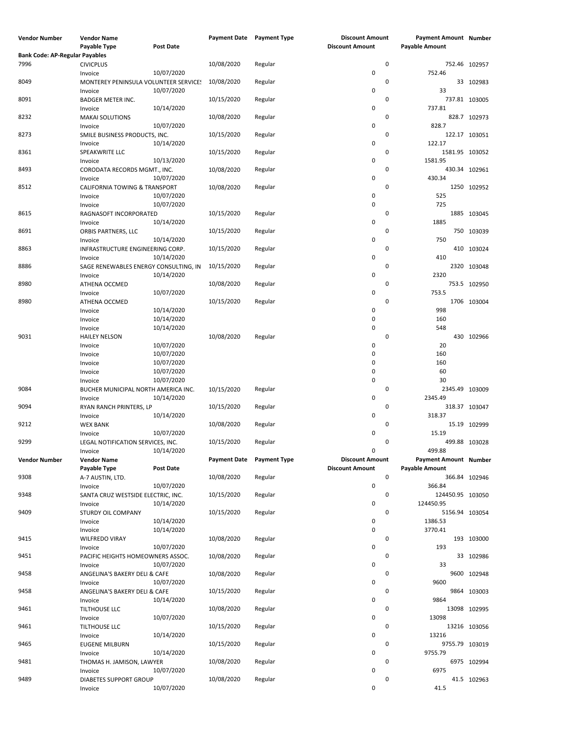| Vendor Number | Vendor Name | | Payment Date | Payment Type | Discount Amount | Payment Amount | Number |
|---|---|---|---|---|---|---|---|
| | Payable Type | Post Date | | | Discount Amount | Payable Amount | |
| **Bank Code: AP-Regular Payables** | | | | | | | |
| 7996 | CIVICPLUS | | 10/08/2020 | Regular | 0 | 752.46 | 102957 |
| | Invoice | 10/07/2020 | | | 0 | 752.46 | |
| 8049 | MONTEREY PENINSULA VOLUNTEER SERVICES | | 10/08/2020 | Regular | 0 | 33 | 102983 |
| | Invoice | 10/07/2020 | | | 0 | 33 | |
| 8091 | BADGER METER INC. | | 10/15/2020 | Regular | 0 | 737.81 | 103005 |
| | Invoice | 10/14/2020 | | | 0 | 737.81 | |
| 8232 | MAKAI SOLUTIONS | | 10/08/2020 | Regular | 0 | 828.7 | 102973 |
| | Invoice | 10/07/2020 | | | 0 | 828.7 | |
| 8273 | SMILE BUSINESS PRODUCTS, INC. | | 10/15/2020 | Regular | 0 | 122.17 | 103051 |
| | Invoice | 10/14/2020 | | | 0 | 122.17 | |
| 8361 | SPEAKWRITE LLC | | 10/15/2020 | Regular | 0 | 1581.95 | 103052 |
| | Invoice | 10/13/2020 | | | 0 | 1581.95 | |
| 8493 | CORODATA RECORDS MGMT., INC. | | 10/08/2020 | Regular | 0 | 430.34 | 102961 |
| | Invoice | 10/07/2020 | | | 0 | 430.34 | |
| 8512 | CALIFORNIA TOWING & TRANSPORT | | 10/08/2020 | Regular | 0 | 1250 | 102952 |
| | Invoice | 10/07/2020 | | | 0 | 525 | |
| | Invoice | 10/07/2020 | | | 0 | 725 | |
| 8615 | RAGNASOFT INCORPORATED | | 10/15/2020 | Regular | 0 | 1885 | 103045 |
| | Invoice | 10/14/2020 | | | 0 | 1885 | |
| 8691 | ORBIS PARTNERS, LLC | | 10/15/2020 | Regular | 0 | 750 | 103039 |
| | Invoice | 10/14/2020 | | | 0 | 750 | |
| 8863 | INFRASTRUCTURE ENGINEERING CORP. | | 10/15/2020 | Regular | 0 | 410 | 103024 |
| | Invoice | 10/14/2020 | | | 0 | 410 | |
| 8886 | SAGE RENEWABLES ENERGY CONSULTING, IN | | 10/15/2020 | Regular | 0 | 2320 | 103048 |
| | Invoice | 10/14/2020 | | | 0 | 2320 | |
| 8980 | ATHENA OCCMED | | 10/08/2020 | Regular | 0 | 753.5 | 102950 |
| | Invoice | 10/07/2020 | | | 0 | 753.5 | |
| 8980 | ATHENA OCCMED | | 10/15/2020 | Regular | 0 | 1706 | 103004 |
| | Invoice | 10/14/2020 | | | 0 | 998 | |
| | Invoice | 10/14/2020 | | | 0 | 160 | |
| | Invoice | 10/14/2020 | | | 0 | 548 | |
| 9031 | HAILEY NELSON | | 10/08/2020 | Regular | 0 | 430 | 102966 |
| | Invoice | 10/07/2020 | | | 0 | 20 | |
| | Invoice | 10/07/2020 | | | 0 | 160 | |
| | Invoice | 10/07/2020 | | | 0 | 160 | |
| | Invoice | 10/07/2020 | | | 0 | 60 | |
| | Invoice | 10/07/2020 | | | 0 | 30 | |
| 9084 | BUCHER MUNICIPAL NORTH AMERICA INC. | | 10/15/2020 | Regular | 0 | 2345.49 | 103009 |
| | Invoice | 10/14/2020 | | | 0 | 2345.49 | |
| 9094 | RYAN RANCH PRINTERS, LP | | 10/15/2020 | Regular | 0 | 318.37 | 103047 |
| | Invoice | 10/14/2020 | | | 0 | 318.37 | |
| 9212 | WEX BANK | | 10/08/2020 | Regular | 0 | 15.19 | 102999 |
| | Invoice | 10/07/2020 | | | 0 | 15.19 | |
| 9299 | LEGAL NOTIFICATION SERVICES, INC. | | 10/15/2020 | Regular | 0 | 499.88 | 103028 |
| | Invoice | 10/14/2020 | | | 0 | 499.88 | |

| Vendor Number | Vendor Name | | Payment Date | Payment Type | Discount Amount | Payment Amount | Number |
|---|---|---|---|---|---|---|---|
| | Payable Type | Post Date | | | Discount Amount | Payable Amount | |
| 9308 | A-7 AUSTIN, LTD. | | 10/08/2020 | Regular | 0 | 366.84 | 102946 |
| | Invoice | 10/07/2020 | | | 0 | 366.84 | |
| 9348 | SANTA CRUZ WESTSIDE ELECTRIC, INC. | | 10/15/2020 | Regular | 0 | 124450.95 | 103050 |
| | Invoice | 10/14/2020 | | | 0 | 124450.95 | |
| 9409 | STURDY OIL COMPANY | | 10/15/2020 | Regular | 0 | 5156.94 | 103054 |
| | Invoice | 10/14/2020 | | | 0 | 1386.53 | |
| | Invoice | 10/14/2020 | | | 0 | 3770.41 | |
| 9415 | WILFREDO VIRAY | | 10/08/2020 | Regular | 0 | 193 | 103000 |
| | Invoice | 10/07/2020 | | | 0 | 193 | |
| 9451 | PACIFIC HEIGHTS HOMEOWNERS ASSOC. | | 10/08/2020 | Regular | 0 | 33 | 102986 |
| | Invoice | 10/07/2020 | | | 0 | 33 | |
| 9458 | ANGELINA'S BAKERY DELI & CAFE | | 10/08/2020 | Regular | 0 | 9600 | 102948 |
| | Invoice | 10/07/2020 | | | 0 | 9600 | |
| 9458 | ANGELINA'S BAKERY DELI & CAFE | | 10/15/2020 | Regular | 0 | 9864 | 103003 |
| | Invoice | 10/14/2020 | | | 0 | 9864 | |
| 9461 | TILTHOUSE LLC | | 10/08/2020 | Regular | 0 | 13098 | 102995 |
| | Invoice | 10/07/2020 | | | 0 | 13098 | |
| 9461 | TILTHOUSE LLC | | 10/15/2020 | Regular | 0 | 13216 | 103056 |
| | Invoice | 10/14/2020 | | | 0 | 13216 | |
| 9465 | EUGENE MILBURN | | 10/15/2020 | Regular | 0 | 9755.79 | 103019 |
| | Invoice | 10/14/2020 | | | 0 | 9755.79 | |
| 9481 | THOMAS H. JAMISON, LAWYER | | 10/08/2020 | Regular | 0 | 6975 | 102994 |
| | Invoice | 10/07/2020 | | | 0 | 6975 | |
| 9489 | DIABETES SUPPORT GROUP | | 10/08/2020 | Regular | 0 | 41.5 | 102963 |
| | Invoice | 10/07/2020 | | | 0 | 41.5 | |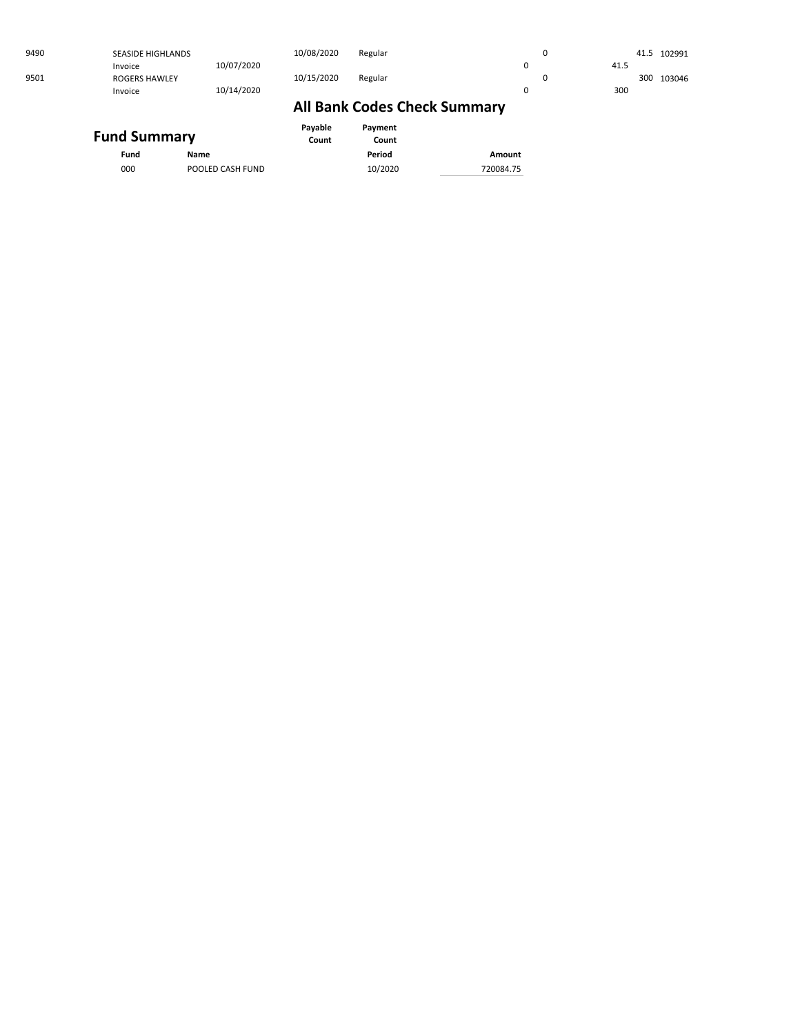| | | | | | | | | |
|---|---|---|---|---|---|---|---|---|
| 9490 | SEASIDE HIGHLANDS | | 10/08/2020 | Regular | | 0 | | 41.5 | 102991 |
| | Invoice | 10/07/2020 | | | 0 | | 41.5 | | |
| 9501 | ROGERS HAWLEY | | 10/15/2020 | Regular | | 0 | | 300 | 103046 |
| | Invoice | 10/14/2020 | | | 0 | | 300 | | |

## All Bank Codes Check Summary

## Fund Summary

| Fund | Name | Payable Count | Payment Count | Period | Amount |
|---|---|---|---|---|---|
| 000 | POOLED CASH FUND | | | 10/2020 | 720084.75 |